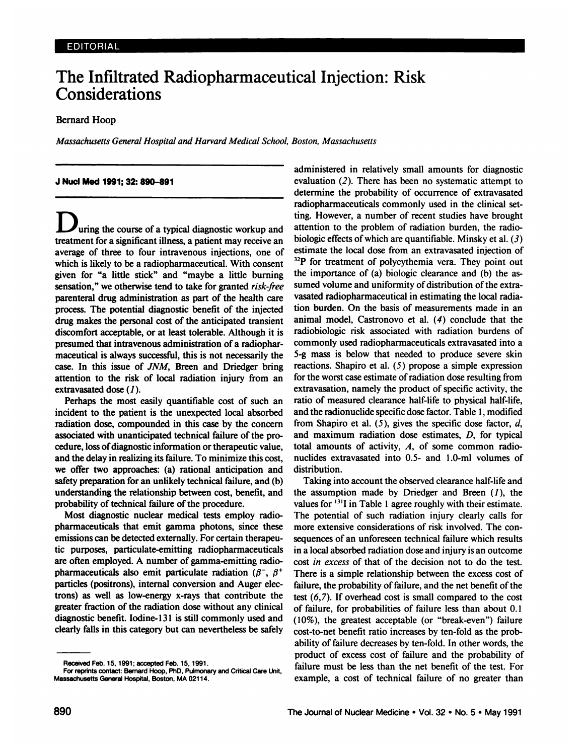EDITORIAL

# The Infiltrated Radiopharmaceutical Injection: Risk Considerations

Bernard Hoop

*Massachusetts General Hospital and Harvard Medical School, Boston, Massachusetts*

**J Nucl Med 1991; 32: 890–891**

During the course of a typical diagnostic workup and treatment for a significant illness, a patient may receive an average of three to four intravenous injections, one of which is likely to be a radiopharmaceutical. With consent given for "a little stick" and "maybe a little burning sensation," we otherwise tend to take for granted *risk-free* parenteral drug administration as part of the health care process. The potential diagnostic benefit of the injected drug makes the personal cost of the anticipated transient discomfort acceptable, or at least tolerable. Although it is presumed that intravenous administration of a radiopharmaceutical is always successful, this is not necessarily the case. In this issue of *JNM*, Breen and Driedger bring attention to the risk of local radiation injury from an extravasated dose (*1*).

Perhaps the most easily quantifiable cost of such an incident to the patient is the unexpected local absorbed radiation dose, compounded in this case by the concern associated with unanticipated technical failure of the procedure, loss of diagnostic information or therapeutic value, and the delay in realizing its failure. To minimize this cost, we offer two approaches: (a) rational anticipation and safety preparation for an unlikely technical failure, and (b) understanding the relationship between cost, benefit, and probability of technical failure of the procedure.

Most diagnostic nuclear medical tests employ radiopharmaceuticals that emit gamma photons, since these emissions can be detected externally. For certain therapeutic purposes, particulate-emitting radiopharmaceuticals are often employed. A number of gamma-emitting radiopharmaceuticals also emit particulate radiation ($\beta^-$, $\beta^+$ particles (positrons), internal conversion and Auger electrons) as well as low-energy x-rays that contribute the greater fraction of the radiation dose without any clinical diagnostic benefit. Iodine-131 is still commonly used and clearly falls in this category but can nevertheless be safely administered in relatively small amounts for diagnostic evaluation (*2*). There has been no systematic attempt to determine the probability of occurrence of extravasated radiopharmaceuticals commonly used in the clinical setting. However, a number of recent studies have brought attention to the problem of radiation burden, the radiobiologic effects of which are quantifiable. Minsky et al. (*3*) estimate the local dose from an extravasated injection of $^{32}$P for treatment of polycythemia vera. They point out the importance of (a) biologic clearance and (b) the assumed volume and uniformity of distribution of the extravasated radiopharmaceutical in estimating the local radiation burden. On the basis of measurements made in an animal model, Castronovo et al. (*4*) conclude that the radiobiologic risk associated with radiation burdens of commonly used radiopharmaceuticals extravasated into a 5-g mass is below that needed to produce severe skin reactions. Shapiro et al. (*5*) propose a simple expression for the worst case estimate of radiation dose resulting from extravasation, namely the product of specific activity, the ratio of measured clearance half-life to physical half-life, and the radionuclide specific dose factor. Table 1, modified from Shapiro et al. (*5*), gives the specific dose factor, $d$, and maximum radiation dose estimates, $D$, for typical total amounts of activity, $A$, of some common radionuclides extravasated into 0.5- and 1.0-ml volumes of distribution.

Taking into account the observed clearance half-life and the assumption made by Driedger and Breen (*1*), the values for $^{131}$I in Table 1 agree roughly with their estimate. The potential of such radiation injury clearly calls for more extensive considerations of risk involved. The consequences of an unforeseen technical failure which results in a local absorbed radiation dose and injury is an outcome cost *in excess* of that of the decision not to do the test. There is a simple relationship between the excess cost of failure, the probability of failure, and the net benefit of the test (*6,7*). If overhead cost is small compared to the cost of failure, for probabilities of failure less than about 0.1 (10%), the greatest acceptable (or "break-even") failure cost-to-net benefit ratio increases by ten-fold as the probability of failure decreases by ten-fold. In other words, the product of excess cost of failure and the probability of failure must be less than the net benefit of the test. For example, a cost of technical failure of no greater than

Received Feb. 15, 1991; accepted Feb. 15, 1991.

For reprints contact: Bernard Hoop, PhD, Pulmonary and Critical Care Unit, Massachusetts General Hospital, Boston, MA 02114.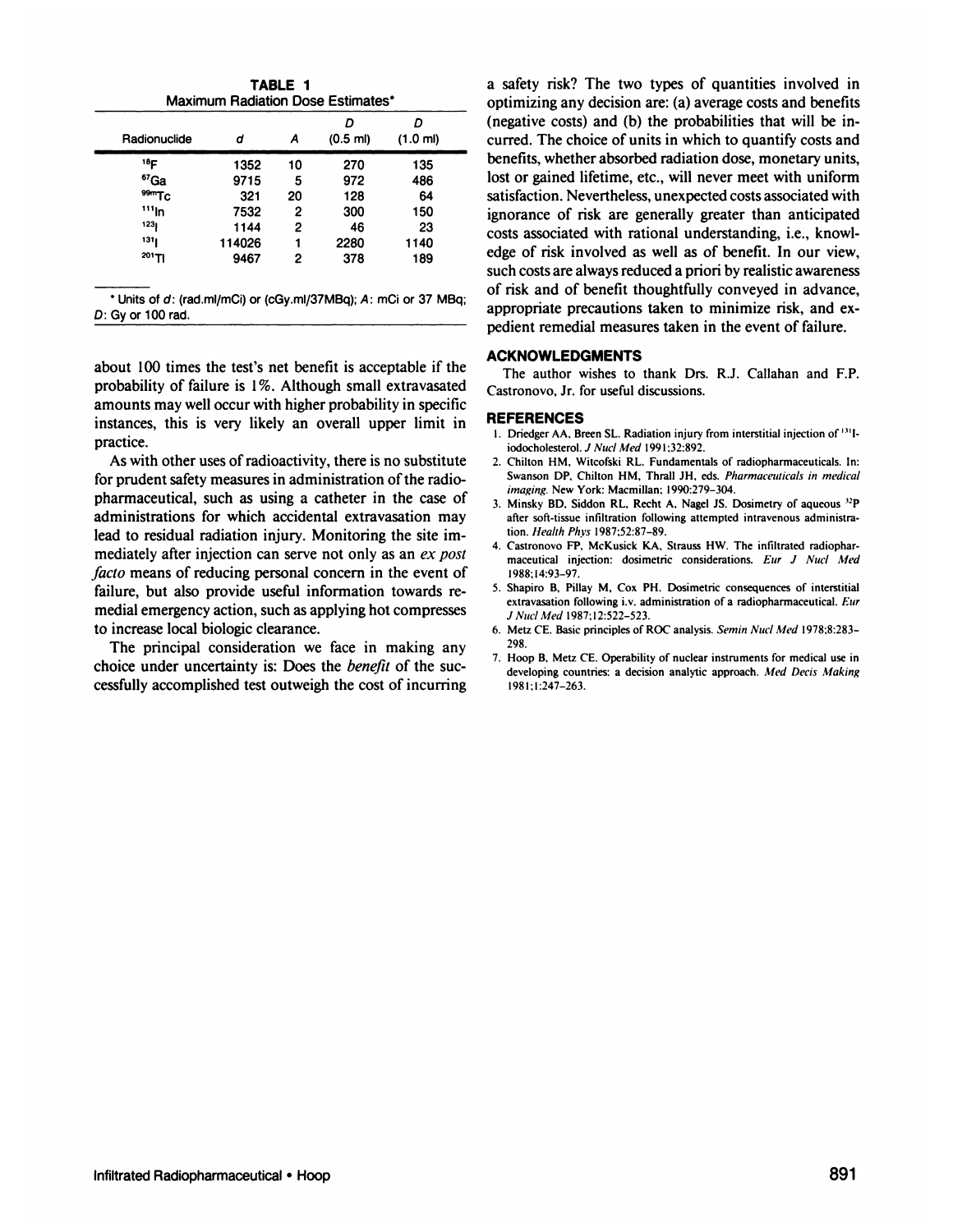**TABLE 1**
Maximum Radiation Dose Estimates*

| Radionuclide | $d$ | $A$ | $D$ (0.5 ml) | $D$ (1.0 ml) |
|---|---|---|---|---|
| $^{18}F$ | 1352 | 10 | 270 | 135 |
| $^{67}Ga$ | 9715 | 5 | 972 | 486 |
| $^{99m}Tc$ | 321 | 20 | 128 | 64 |
| $^{111}In$ | 7532 | 2 | 300 | 150 |
| $^{123}I$ | 1144 | 2 | 46 | 23 |
| $^{131}I$ | 114026 | 1 | 2280 | 1140 |
| $^{201}Tl$ | 9467 | 2 | 378 | 189 |

\* Units of $d$: (rad.ml/mCi) or (cGy.ml/37MBq); $A$: mCi or 37 MBq; $D$: Gy or 100 rad.

about 100 times the test's net benefit is acceptable if the probability of failure is 1%. Although small extravasated amounts may well occur with higher probability in specific instances, this is very likely an overall upper limit in practice.

As with other uses of radioactivity, there is no substitute for prudent safety measures in administration of the radiopharmaceutical, such as using a catheter in the case of administrations for which accidental extravasation may lead to residual radiation injury. Monitoring the site immediately after injection can serve not only as an *ex post facto* means of reducing personal concern in the event of failure, but also provide useful information towards remedial emergency action, such as applying hot compresses to increase local biologic clearance.

The principal consideration we face in making any choice under uncertainty is: Does the *benefit* of the successfully accomplished test outweigh the cost of incurring a safety risk? The two types of quantities involved in optimizing any decision are: (a) average costs and benefits (negative costs) and (b) the probabilities that will be incurred. The choice of units in which to quantify costs and benefits, whether absorbed radiation dose, monetary units, lost or gained lifetime, etc., will never meet with uniform satisfaction. Nevertheless, unexpected costs associated with ignorance of risk are generally greater than anticipated costs associated with rational understanding, i.e., knowledge of risk involved as well as of benefit. In our view, such costs are always reduced a priori by realistic awareness of risk and of benefit thoughtfully conveyed in advance, appropriate precautions taken to minimize risk, and expedient remedial measures taken in the event of failure.

## ACKNOWLEDGMENTS

The author wishes to thank Drs. R.J. Callahan and F.P. Castronovo, Jr. for useful discussions.

## REFERENCES

1. Driedger AA, Breen SL. Radiation injury from interstitial injection of $^{131}$I-iodocholesterol. *J Nucl Med* 1991;32:892.
2. Chilton HM, Witcofski RL. Fundamentals of radiopharmaceuticals. In: Swanson DP, Chilton HM, Thrall JH, eds. *Pharmaceuticals in medical imaging*. New York: Macmillan; 1990:279–304.
3. Minsky BD, Siddon RL, Recht A, Nagel JS. Dosimetry of aqueous $^{32}$P after soft-tissue infiltration following attempted intravenous administration. *Health Phys* 1987;52:87–89.
4. Castronovo FP, McKusick KA, Strauss HW. The infiltrated radiopharmaceutical injection: dosimetric considerations. *Eur J Nucl Med* 1988;14:93–97.
5. Shapiro B, Pillay M, Cox PH. Dosimetric consequences of interstitial extravasation following i.v. administration of a radiopharmaceutical. *Eur J Nucl Med* 1987;12:522–523.
6. Metz CE. Basic principles of ROC analysis. *Semin Nucl Med* 1978;8:283–298.
7. Hoop B, Metz CE. Operability of nuclear instruments for medical use in developing countries: a decision analytic approach. *Med Decis Making* 1981;1:247–263.